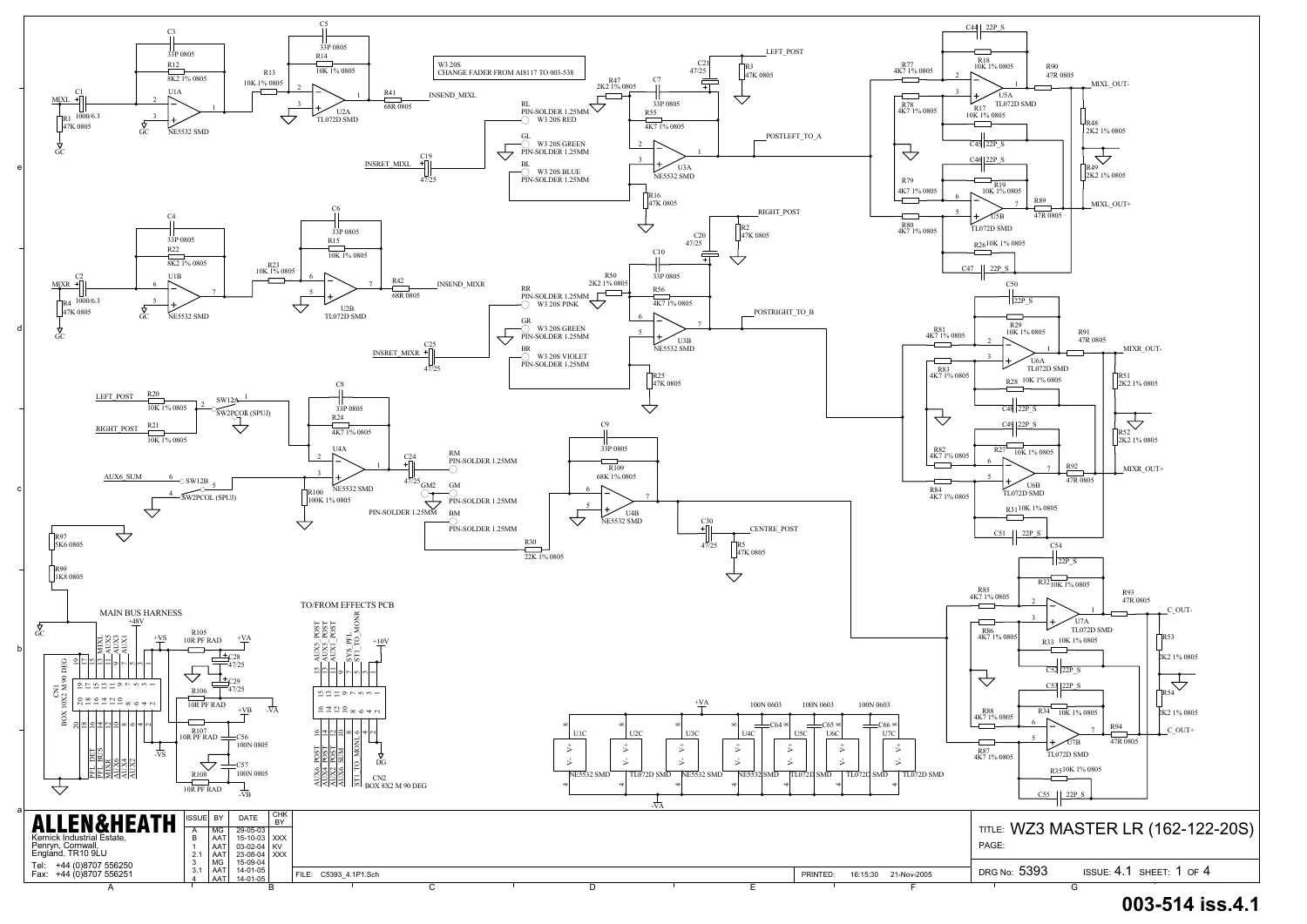W3 20S
CHANGE FADER FROM AI8117 TO 003-538

MAIN BUS HARNESS

TO/FROM EFFECTS PCB

| ALLEN&HEATH | ISSUE | BY | DATE | CHK BY |
|---|---|---|---|---|
| Kernick Industrial Estate, Penryn, Cornwall, England. TR10 9LU | A | MG | 29-05-03 | |
| | B | AAT | 15-10-03 | XXX |
| | 1 | AAT | 03-02-04 | KV |
| | 2.1 | AAT | 23-08-04 | XXX |
| Tel: +44 (0)8707 556250 | 3 | MG | 15-09-04 | |
| Fax: +44 (0)8707 556251 | 3.1 | AAT | 14-01-05 | |
| | 4 | AAT | 14-01-05 | |

FILE: C5393_4.1P1.Sch

PRINTED: 16:15:30 21-Nov-2005

TITLE: WZ3 MASTER LR (162-122-20S)

PAGE:

DRG No: 5393 ISSUE: 4.1 SHEET: 1 OF 4

**003-514 iss.4.1**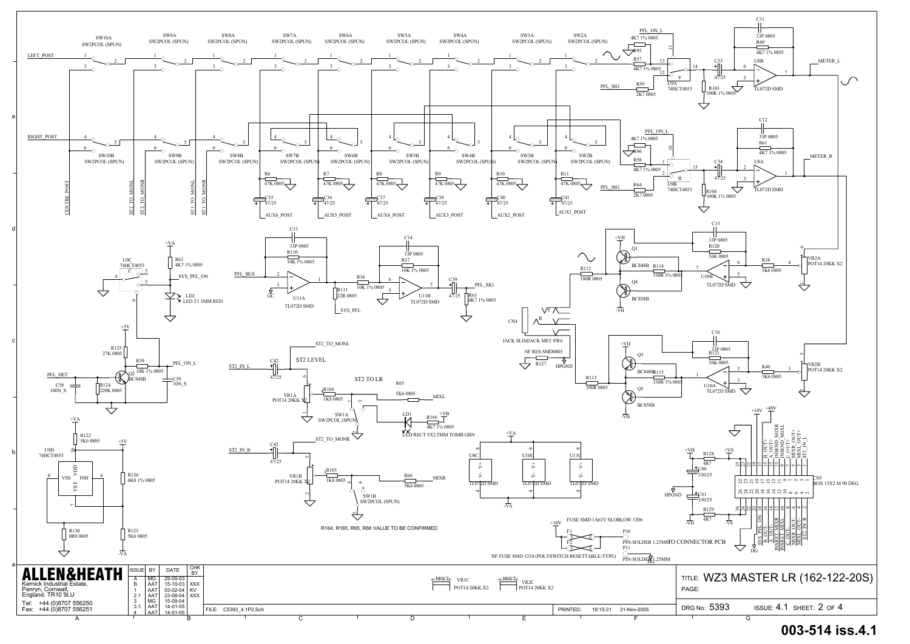# WZ3 MASTER LR (162-122-20S)

SW10A SW2PCOL (SPUN) · SW9A SW2PCOL (SPUN) · SW8A SW2PCOL (SPUN) · SW7A SW2PCOL (SPUN) · SW6A SW2PCOL (SPUN) · SW5A SW2PCOL (SPUN) · SW4A SW2PCOL (SPUN) · SW3A SW2PCOL (SPUN) · SW2A SW2PCOL (SPUN)

LEFT_POST

RIGHT_POST

SW10B SW2PCOL (SPUN) · SW9B SW2PCOL (SPUN) · SW8B SW2PCOL (SPUN) · SW7B SW2PCOL (SPUN) · SW6B SW2PCOL (SPUN) · SW5B SW2PCOL (SPUN) · SW4B SW2PCOL (SPUN) · SW3B SW2PCOL (SPUN) · SW2B SW2PCOL (SPUN)

CENTRE_POST · ST2_TO_MONL · ST2_TO_MONR · ST1_TO_MONL · ST1_TO_MONR

R6 47K 0805 · R7 47K 0805 · R8 47K 0805 · R9 47K 0805 · R10 47K 0805 · R11 47K 0805

C35 47/25 · C36 47/25 · C37 47/25 · C38 47/25 · C40 47/25 · C41 47/25

AUX6_POST · AUX5_POST · AUX4_POST · AUX3_POST · AUX2_POST · AUX1_POST

PFL_ON_L · R95 4K7 1% 0805 · R57 4K7 1% 0805 · U9A 74HCT4053 · R59 2K7 0805 · PFL_SIG · C33 47/25 · R103 100K 1% 0805 · C11 33P 0805 · R60 4K7 1% 0805 · U8B TL072D SMD · METER_L

PFL_ON_L · R96 4K7 1% 0805 · R58 4K7 1% 0805 · U9B 74HCT4053 · R64 2K7 0805 · PFL_SIG · C34 47/25 · R104 100K 1% 0805 · C12 33P 0805 · R61 4K7 1% 0805 · U8A TL072D SMD · METER_R

U9C 74HCT4053 · +VA · R62 4K7 1% 0805 · SYS_PFL_ON · LD2 LED T1 3MM RED

PFL_BUS · C13 33P 0805 · R110 10K 1% 0805 · U11A TL072D SMD · GC · R111 22R 0805 · SYS_PFL · R36 10K 1% 0805 · C14 33P 0805 · R37 10K 1% 0805 · U11B TL072D SMD · C39 47/25 · R63 4K7 1% 0805 · PFL_SIG

+5V · R125 27K 0805 · R39 10K 1% 0805 · Q2 BC848B · PFL_ON_L · C59 10N_S · PFL_DET · C58 100N_S · R124 220K 0805

+VA · R122 5K6 0805 · U9D 74HCT4053 · VDD · VSS · INH · VEE · +5V · R126 6K8 1% 0805 · R130 0R0 0805 · R123 5K6 0805 · -VA

ST2_TO_MONL · ST2 LEVEL · ST2_IN_L · C42 47/25 · VR1A POT14 20KK X2 · ST2 TO LR · R164 1K8 0805 · R65 5K6 0805 · MIXL · SW1A SW2PCOL (SPUN) · LD1 · R166 4K7 1% 0805 · +VB · LED RECT 5X2.5MM TOMB GRN

ST2_IN_R · C43 47/25 · ST2_TO_MONR · VR1B POT14 20KK X2 · R165 1K8 0805 · R66 5K6 0805 · MIXR · SW1B SW2PCOL (SPUN)

R164, R165, R65, R66 VALUE TO BE CONFIRMED

+VH · Q1 BC848B · Q4 BC858B · -VH · R112 100R 0805 · R114 330R 1% 0805 · C15 33P 0805 · R120 56K 0805 · U10B TL072D SMD · R38 5K6 0805 · VR2A POT14 20KK X2

CN4 · JACK SLIMJACK MET SW6 · NF RES SMD0805 · R127 · HPGND

+VH · Q3 BC848B · Q5 BC858B · -VH · R113 100R 0805 · R115 330R 1% 0805 · C16 33P 0805 · R121 56K 0805 · U10A TL072D SMD · R40 5K6 0805 · VR2B POT14 20KK X2

+VA · U8C · U10C · U11C · TL072D SMD · -VA

+VH · R128 4R7 · +VS · C60 330/25 · HPGND · C61 330/25 · R129 4R7 · -VH · -VS

+10V · +48V · CN5 BOX 13X2 M 90 DEG · DG

SYS_PFL_ON · B_OUT+ · B_OUT- · A_OUT+ · A_OUT- · INSRET_MIXR · INSEND_MIXL · INSRET_MIXL · C_OUT+ · C_OUT- · MIXR_OUT+ · MIXR_OUT- · MIXL_OUT+ · MIXL_OUT- · ST2_IN_L · ST2_IN_R

+10V · FUSE SMD 1A63V SLOBLOW 1206 · F1 · F2 · P10 · PIN-SOLDER 1.25MM · P11 · PIN-SOLDER 1.25MM · TO CONNECTOR PCB · NF FUSE SMD 1210 (POLYSWITCH RESETTABLE-TYPE)

BRKT · VR1C POT14 20KK X2 · BRKT · VR2C POT14 20KK X2

**ALLEN&HEATH**
Kernick Industrial Estate,
Penryn, Cornwall,
England. TR10 9LU
Tel: +44 (0)8707 556250
Fax: +44 (0)8707 556251

| ISSUE | BY | DATE | CHK BY |
|---|---|---|---|
| A | MG | 29-05-03 | |
| B | AAT | 15-10-03 | XXX |
| 1 | AAT | 03-02-04 | KV |
| 2.1 | AAT | 23-08-04 | XXX |
| 3 | MG | 15-09-04 | |
| 3.1 | AAT | 14-01-05 | |
| 4 | AAT | 14-01-05 | |

FILE: C5393_4.1P2.Sch · PRINTED: 16:15:31 21-Nov-2005

TITLE: WZ3 MASTER LR (162-122-20S)
PAGE:
DRG No: 5393 · ISSUE: 4.1 · SHEET: 2 OF 4

**003-514 iss.4.1**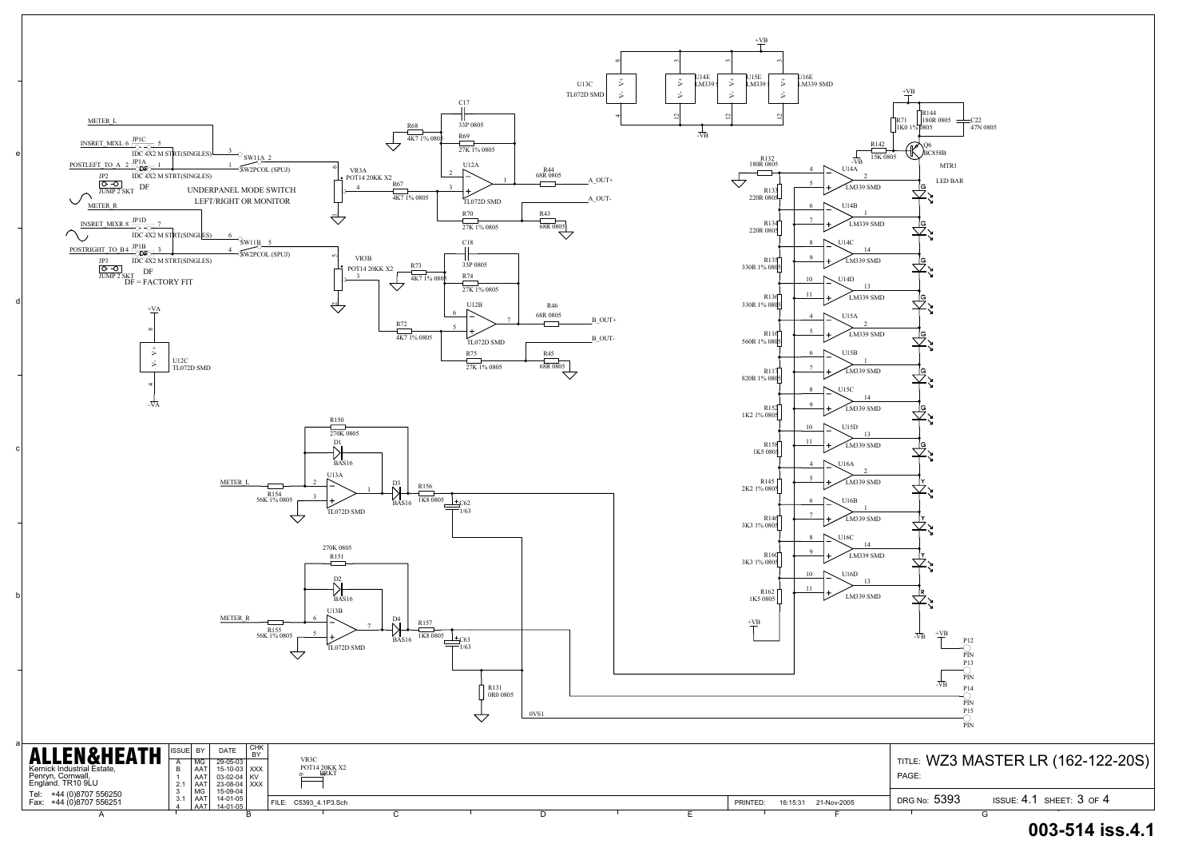# WZ3 MASTER LR (162-122-20S)

**ALLEN&HEATH**

Kernick Industrial Estate,
Penryn, Cornwall,
England. TR10 9LU

Tel: +44 (0)8707 556250
Fax: +44 (0)8707 556251

| ISSUE | BY | DATE | CHK BY |
|---|---|---|---|
| A | MG | 29-05-03 | |
| B | AAT | 15-10-03 | XXX |
| 1 | AAT | 03-02-04 | KV |
| 2.1 | AAT | 23-08-04 | XXX |
| 3 | MG | 15-09-04 | |
| 3.1 | AAT | 14-01-05 | |
| 4 | AAT | 14-01-05 | |

VR3C POT14 20KK X2 BRKT

FILE: C5393_4.1P3.Sch

PRINTED: 16:15:31 21-Nov-2005

TITLE: WZ3 MASTER LR (162-122-20S)

PAGE:

DRG No: 5393 ISSUE: 4.1 SHEET: 3 OF 4

**003-514 iss.4.1**

UNDERPANEL MODE SWITCH LEFT/RIGHT OR MONITOR

DF = FACTORY FIT

MTR1 LED BAR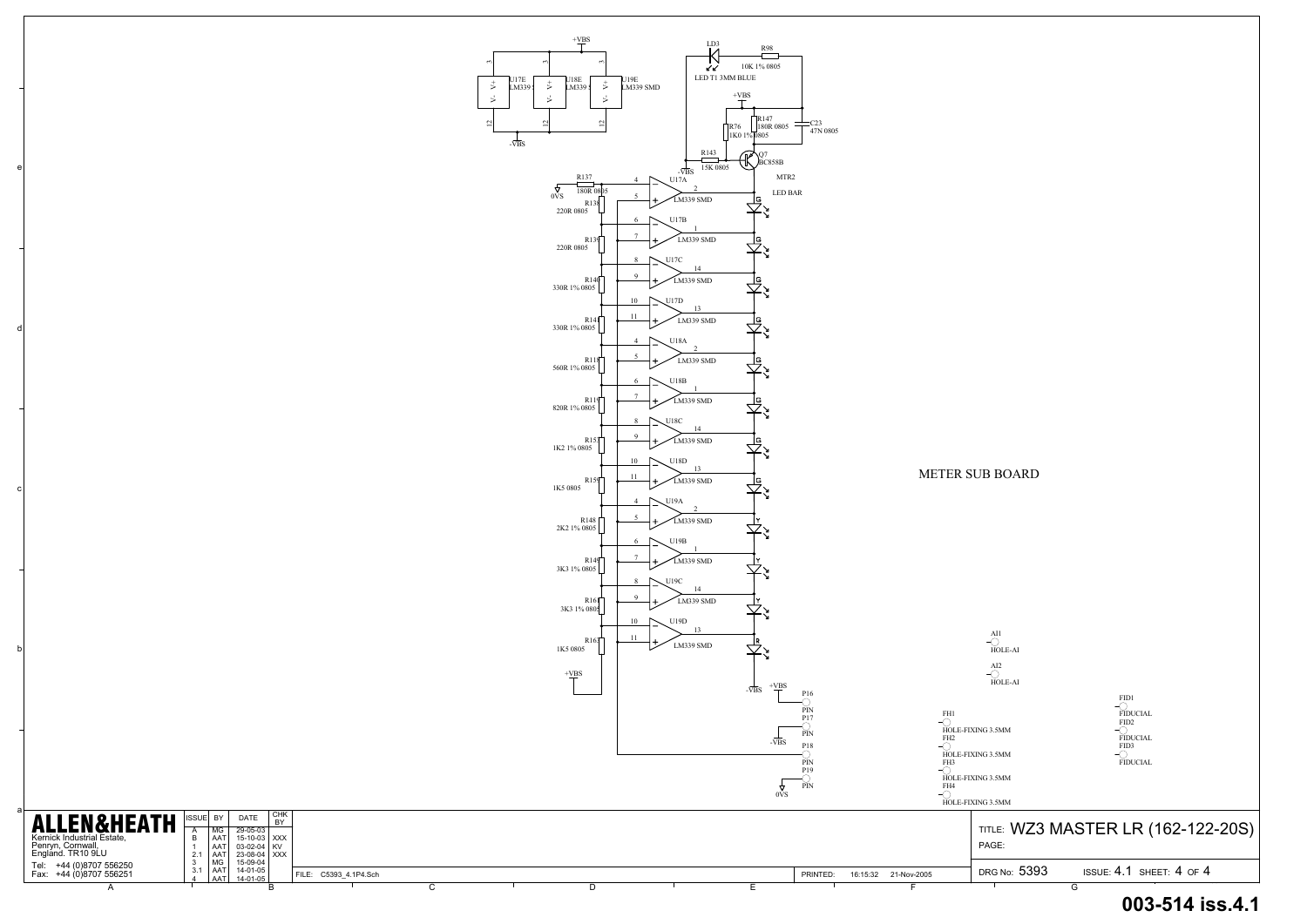# METER SUB BOARD

U17E LM339 SMD, U18E LM339 SMD, U19E LM339 SMD — +VBS (pin 3), -VBS (pin 12)

LD3 LED T1 3MM BLUE

R98 10K 1% 0805

R147 180R 0805

C23 47N 0805

R76 1K0 1% 0805

R143 15K 0805

Q7 BC858B

MTR2 LED BAR

R137 180R 0805

R138 220R 0805

R139 220R 0805

R140 330R 1% 0805

R141 330R 1% 0805

R118 560R 1% 0805

R119 820R 1% 0805

R157 1K2 1% 0805

R150 1K5 0805

R148 2K2 1% 0805

R149 3K3 1% 0805

R161 3K3 1% 0805

R162 1K5 0805

U17A, U17B, U17C, U17D, U18A, U18B, U18C, U18D, U19A, U19B, U19C, U19D — LM339 SMD

P16 PIN (+VBS), P17 PIN (-VBS), P18 PIN, P19 PIN (0VS)

AI1 HOLE-AI, AI2 HOLE-AI

FH1, FH2, FH3, FH4 HOLE-FIXING 3.5MM

FID1, FID2, FID3 FIDUCIAL

**ALLEN&HEATH**

Kernick Industrial Estate,
Penryn, Cornwall,
England. TR10 9LU

Tel: +44 (0)8707 556250
Fax: +44 (0)8707 556251

| ISSUE | BY | DATE | CHK BY |
|---|---|---|---|
| A | MG | 29-05-03 | |
| B | AAT | 15-10-03 | XXX |
| 1 | AAT | 03-02-04 | KV |
| 2.1 | AAT | 23-08-04 | XXX |
| 3 | MG | 15-09-04 | |
| 3.1 | AAT | 14-01-05 | |
| 4 | AAT | 14-01-05 | |

FILE: C5393_4.1P4.Sch

PRINTED: 16:15:32 21-Nov-2005

TITLE: WZ3 MASTER LR (162-122-20S)

PAGE:

DRG No: 5393 ISSUE: 4.1 SHEET: 4 OF 4

**003-514 iss.4.1**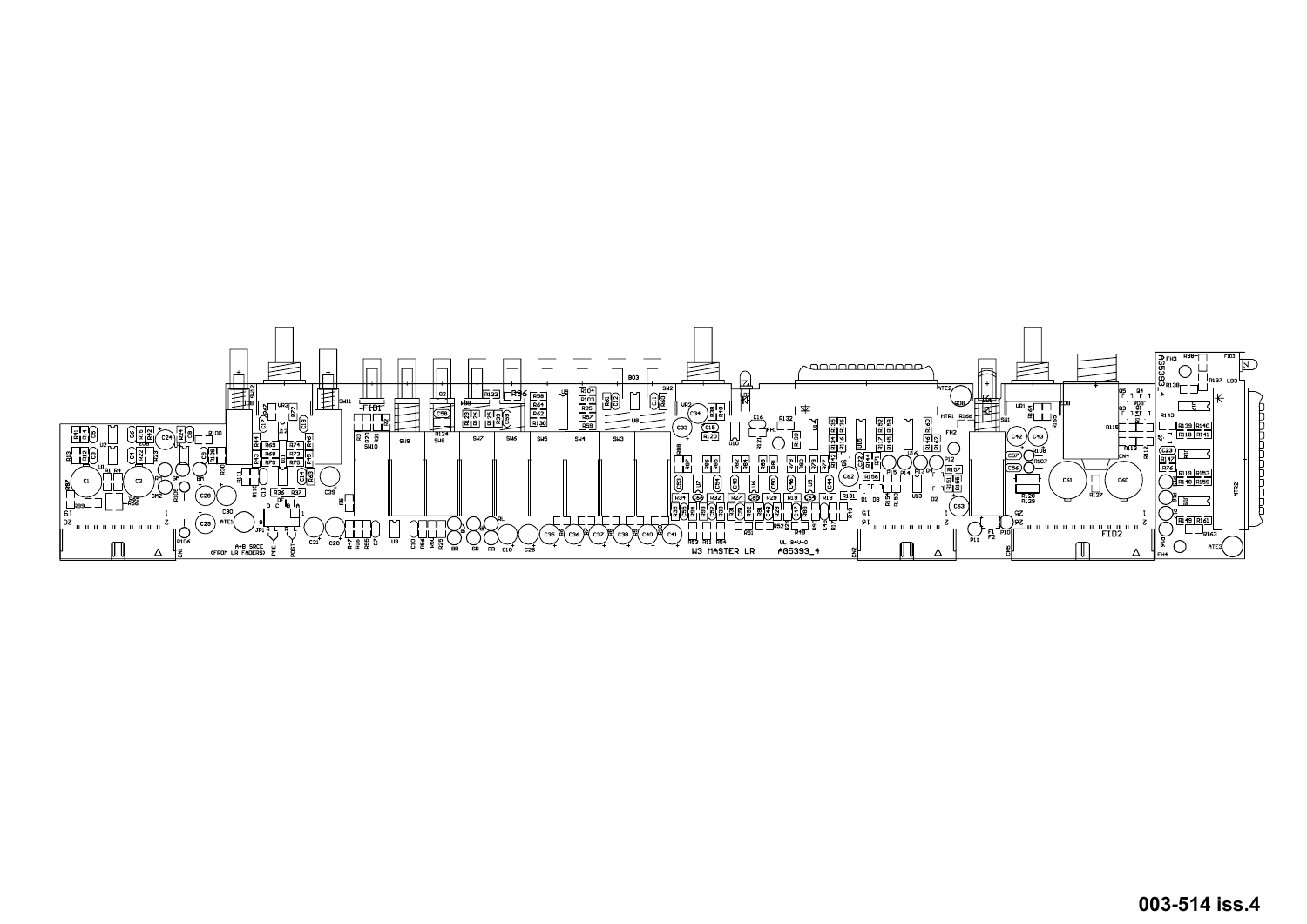003-514 iss.4